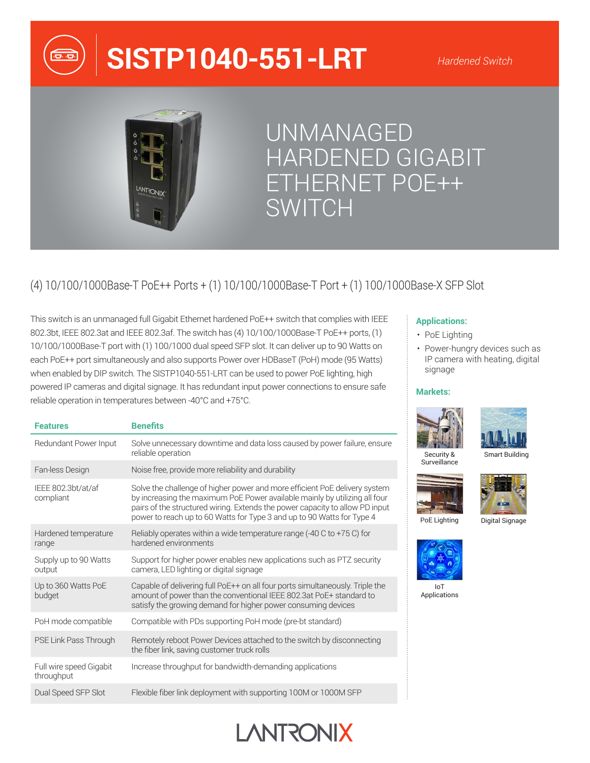# SISTP1040-551-LRT

*Hardened Switch*

## UNMANAGED HARDENED GIGABIT ETHERNET POE++ SWITCH

### (4) 10/100/1000Base-T PoE++ Ports + (1) 10/100/1000Base-T Port + (1) 100/1000Base-X SFP Slot

This switch is an unmanaged full Gigabit Ethernet hardened PoE++ switch that complies with IEEE 802.3bt, IEEE 802.3at and IEEE 802.3af. The switch has (4) 10/100/1000Base-T PoE++ ports, (1) 10/100/1000Base-T port with (1) 100/1000 dual speed SFP slot. It can deliver up to 90 Watts on each PoE++ port simultaneously and also supports Power over HDBaseT (PoH) mode (95 Watts) when enabled by DIP switch. The SISTP1040-551-LRT can be used to power PoE lighting, high powered IP cameras and digital signage. It has redundant input power connections to ensure safe reliable operation in temperatures between -40°C and +75°C.

| Features | Benefits |
|---|---|
| Redundant Power Input | Solve unnecessary downtime and data loss caused by power failure, ensure reliable operation |
| Fan-less Design | Noise free, provide more reliability and durability |
| IEEE 802.3bt/at/af compliant | Solve the challenge of higher power and more efficient PoE delivery system by increasing the maximum PoE Power available mainly by utilizing all four pairs of the structured wiring. Extends the power capacity to allow PD input power to reach up to 60 Watts for Type 3 and up to 90 Watts for Type 4 |
| Hardened temperature range | Reliably operates within a wide temperature range (-40 C to +75 C) for hardened environments |
| Supply up to 90 Watts output | Support for higher power enables new applications such as PTZ security camera, LED lighting or digital signage |
| Up to 360 Watts PoE budget | Capable of delivering full PoE++ on all four ports simultaneously. Triple the amount of power than the conventional IEEE 802.3at PoE+ standard to satisfy the growing demand for higher power consuming devices |
| PoH mode compatible | Compatible with PDs supporting PoH mode (pre-bt standard) |
| PSE Link Pass Through | Remotely reboot Power Devices attached to the switch by disconnecting the fiber link, saving customer truck rolls |
| Full wire speed Gigabit throughput | Increase throughput for bandwidth-demanding applications |
| Dual Speed SFP Slot | Flexible fiber link deployment with supporting 100M or 1000M SFP |

**Applications:**

- PoE Lighting
- Power-hungry devices such as IP camera with heating, digital signage

**Markets:**

Security & Surveillance

Smart Building

PoE Lighting

Digital Signage

IoT Applications

LANTRONIX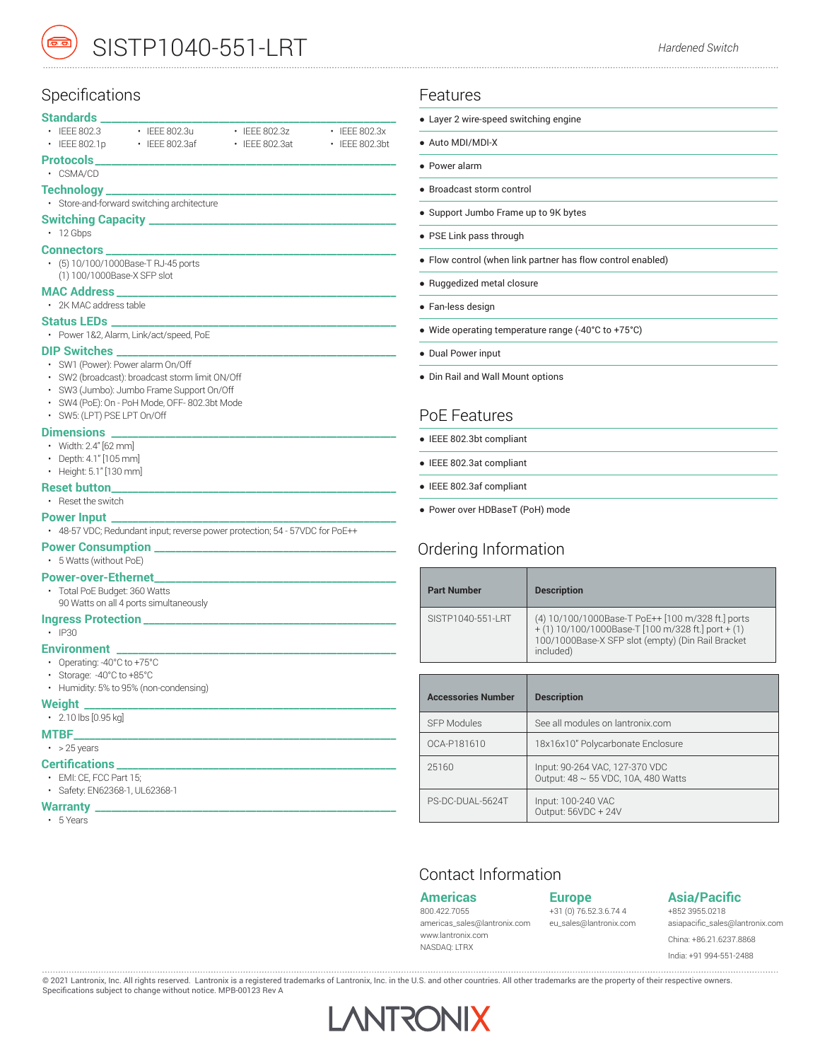# SISTP1040-551-LRT

*Hardened Switch*

## Specifications

### Standards

- IEEE 802.3
- IEEE 802.3u
- IEEE 802.3z
- IEEE 802.3x
- IEEE 802.1p
- IEEE 802.3af
- IEEE 802.3at
- IEEE 802.3bt

### Protocols

- CSMA/CD

### Technology

- Store-and-forward switching architecture

### Switching Capacity

- 12 Gbps

### Connectors

- (5) 10/100/1000Base-T RJ-45 ports
  (1) 100/1000Base-X SFP slot

### MAC Address

- 2K MAC address table

### Status LEDs

- Power 1&2, Alarm, Link/act/speed, PoE

### DIP Switches

- SW1 (Power): Power alarm On/Off
- SW2 (broadcast): broadcast storm limit ON/Off
- SW3 (Jumbo): Jumbo Frame Support On/Off
- SW4 (PoE): On - PoH Mode, OFF- 802.3bt Mode
- SW5: (LPT) PSE LPT On/Off

### Dimensions

- Width: 2.4" [62 mm]
- Depth: 4.1" [105 mm]
- Height: 5.1" [130 mm]

### Reset button

- Reset the switch

### Power Input

- 48-57 VDC; Redundant input; reverse power protection; 54 - 57VDC for PoE++

### Power Consumption

- 5 Watts (without PoE)

### Power-over-Ethernet

- Total PoE Budget: 360 Watts
  90 Watts on all 4 ports simultaneously

### Ingress Protection

- IP30

### Environment

- Operating: -40°C to +75°C
- Storage: -40°C to +85°C
- Humidity: 5% to 95% (non-condensing)

### Weight

- 2.10 lbs [0.95 kg]

### MTBF

- > 25 years

### Certifications

- EMI: CE, FCC Part 15;
- Safety: EN62368-1, UL62368-1

### Warranty

- 5 Years

## Features

- Layer 2 wire-speed switching engine
- Auto MDI/MDI-X
- Power alarm
- Broadcast storm control
- Support Jumbo Frame up to 9K bytes
- PSE Link pass through
- Flow control (when link partner has flow control enabled)
- Ruggedized metal closure
- Fan-less design
- Wide operating temperature range (-40°C to +75°C)
- Dual Power input
- Din Rail and Wall Mount options

## PoE Features

- IEEE 802.3bt compliant
- IEEE 802.3at compliant
- IEEE 802.3af compliant
- Power over HDBaseT (PoH) mode

## Ordering Information

| Part Number | Description |
|---|---|
| SISTP1040-551-LRT | (4) 10/100/1000Base-T PoE++ [100 m/328 ft.] ports + (1) 10/100/1000Base-T [100 m/328 ft.] port + (1) 100/1000Base-X SFP slot (empty) (Din Rail Bracket included) |

| Accessories Number | Description |
|---|---|
| SFP Modules | See all modules on lantronix.com |
| OCA-P181610 | 18x16x10" Polycarbonate Enclosure |
| 25160 | Input: 90-264 VAC, 127-370 VDC<br>Output: 48 ~ 55 VDC, 10A, 480 Watts |
| PS-DC-DUAL-5624T | Input: 100-240 VAC<br>Output: 56VDC + 24V |

## Contact Information

**Americas**
800.422.7055
americas_sales@lantronix.com
www.lantronix.com
NASDAQ: LTRX

**Europe**
+31 (0) 76.52.3.6.74 4
eu_sales@lantronix.com

**Asia/Pacific**
+852 3955.0218
asiapacific_sales@lantronix.com
China: +86.21.6237.8868
India: +91 994-551-2488

© 2021 Lantronix, Inc. All rights reserved. Lantronix is a registered trademarks of Lantronix, Inc. in the U.S. and other countries. All other trademarks are the property of their respective owners. Specifications subject to change without notice. MPB-00123 Rev A

LANTRONIX